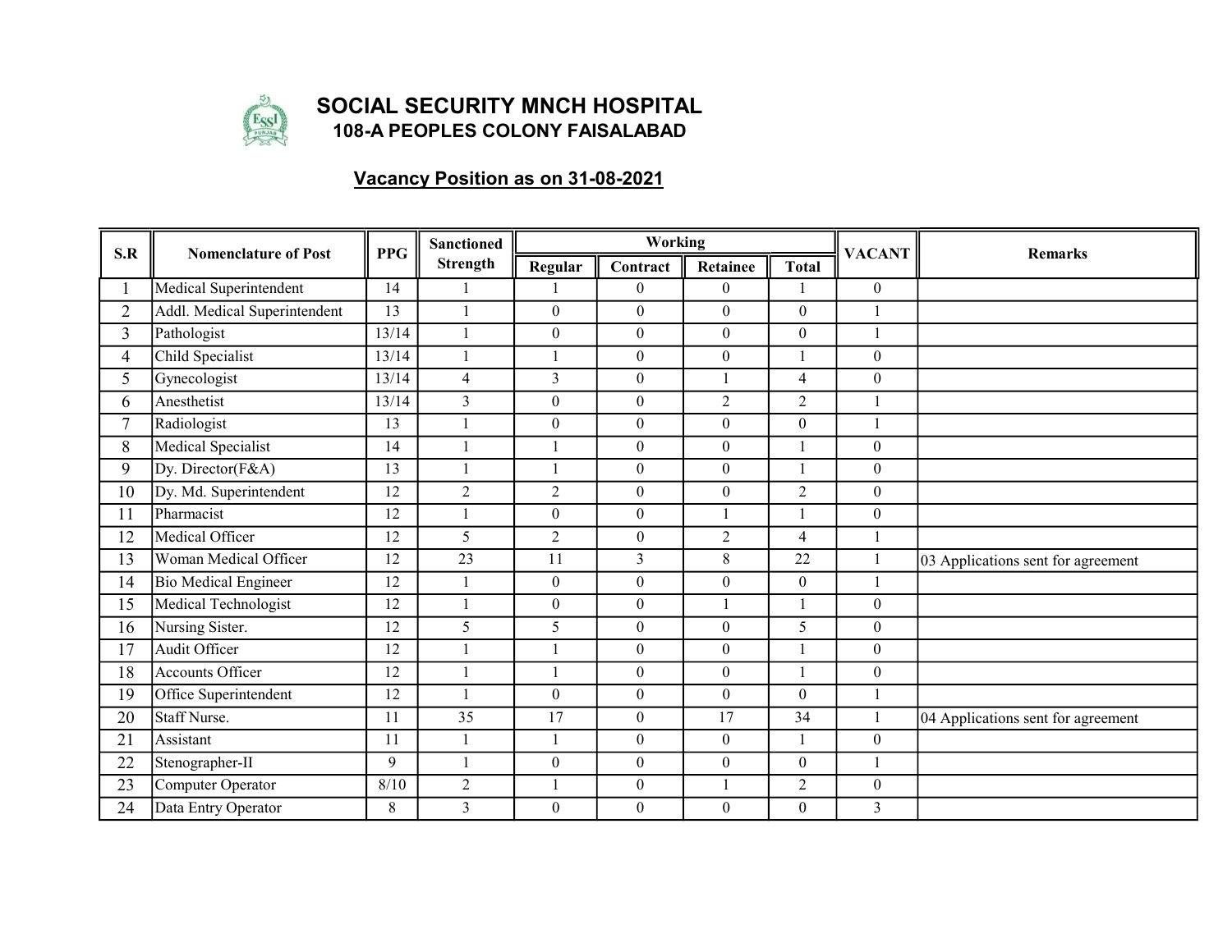# SOCIAL SECURITY MNCH HOSPITAL

## 108-A PEOPLES COLONY FAISALABAD

### Vacancy Position as on 31-08-2021

| S.R | Nomenclature of Post | PPG | Sanctioned Strength | Working | | | | VACANT | Remarks |
|---|---|---|---|---|---|---|---|---|---|
| | | | | Regular | Contract | Retainee | Total | | |
| 1 | Medical Superintendent | 14 | 1 | 1 | 0 | 0 | 1 | 0 | |
| 2 | Addl. Medical Superintendent | 13 | 1 | 0 | 0 | 0 | 0 | 1 | |
| 3 | Pathologist | 13/14 | 1 | 0 | 0 | 0 | 0 | 1 | |
| 4 | Child Specialist | 13/14 | 1 | 1 | 0 | 0 | 1 | 0 | |
| 5 | Gynecologist | 13/14 | 4 | 3 | 0 | 1 | 4 | 0 | |
| 6 | Anesthetist | 13/14 | 3 | 0 | 0 | 2 | 2 | 1 | |
| 7 | Radiologist | 13 | 1 | 0 | 0 | 0 | 0 | 1 | |
| 8 | Medical Specialist | 14 | 1 | 1 | 0 | 0 | 1 | 0 | |
| 9 | Dy. Director(F&A) | 13 | 1 | 1 | 0 | 0 | 1 | 0 | |
| 10 | Dy. Md. Superintendent | 12 | 2 | 2 | 0 | 0 | 2 | 0 | |
| 11 | Pharmacist | 12 | 1 | 0 | 0 | 1 | 1 | 0 | |
| 12 | Medical Officer | 12 | 5 | 2 | 0 | 2 | 4 | 1 | |
| 13 | Woman Medical Officer | 12 | 23 | 11 | 3 | 8 | 22 | 1 | 03 Applications sent for agreement |
| 14 | Bio Medical Engineer | 12 | 1 | 0 | 0 | 0 | 0 | 1 | |
| 15 | Medical Technologist | 12 | 1 | 0 | 0 | 1 | 1 | 0 | |
| 16 | Nursing Sister. | 12 | 5 | 5 | 0 | 0 | 5 | 0 | |
| 17 | Audit Officer | 12 | 1 | 1 | 0 | 0 | 1 | 0 | |
| 18 | Accounts Officer | 12 | 1 | 1 | 0 | 0 | 1 | 0 | |
| 19 | Office Superintendent | 12 | 1 | 0 | 0 | 0 | 0 | 1 | |
| 20 | Staff Nurse. | 11 | 35 | 17 | 0 | 17 | 34 | 1 | 04 Applications sent for agreement |
| 21 | Assistant | 11 | 1 | 1 | 0 | 0 | 1 | 0 | |
| 22 | Stenographer-II | 9 | 1 | 0 | 0 | 0 | 0 | 1 | |
| 23 | Computer Operator | 8/10 | 2 | 1 | 0 | 1 | 2 | 0 | |
| 24 | Data Entry Operator | 8 | 3 | 0 | 0 | 0 | 0 | 3 | |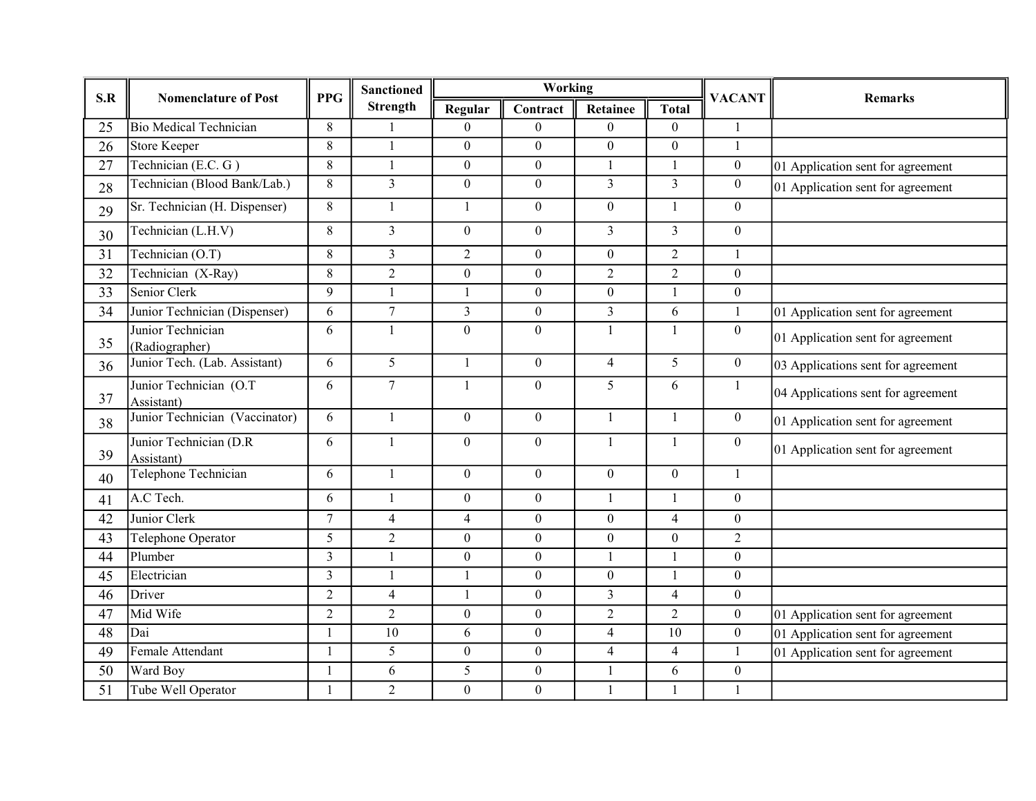| S.R | Nomenclature of Post | PPG | Sanctioned Strength | Working | | | | VACANT | Remarks |
|---|---|---|---|---|---|---|---|---|---|
| | | | | Regular | Contract | Retainee | Total | | |
| 25 | Bio Medical Technician | 8 | 1 | 0 | 0 | 0 | 0 | 1 | |
| 26 | Store Keeper | 8 | 1 | 0 | 0 | 0 | 0 | 1 | |
| 27 | Technician (E.C. G ) | 8 | 1 | 0 | 0 | 1 | 1 | 0 | 01 Application sent for agreement |
| 28 | Technician (Blood Bank/Lab.) | 8 | 3 | 0 | 0 | 3 | 3 | 0 | 01 Application sent for agreement |
| 29 | Sr. Technician (H. Dispenser) | 8 | 1 | 1 | 0 | 0 | 1 | 0 | |
| 30 | Technician (L.H.V) | 8 | 3 | 0 | 0 | 3 | 3 | 0 | |
| 31 | Technician (O.T) | 8 | 3 | 2 | 0 | 0 | 2 | 1 | |
| 32 | Technician (X-Ray) | 8 | 2 | 0 | 0 | 2 | 2 | 0 | |
| 33 | Senior Clerk | 9 | 1 | 1 | 0 | 0 | 1 | 0 | |
| 34 | Junior Technician (Dispenser) | 6 | 7 | 3 | 0 | 3 | 6 | 1 | 01 Application sent for agreement |
| 35 | Junior Technician (Radiographer) | 6 | 1 | 0 | 0 | 1 | 1 | 0 | 01 Application sent for agreement |
| 36 | Junior Tech. (Lab. Assistant) | 6 | 5 | 1 | 0 | 4 | 5 | 0 | 03 Applications sent for agreement |
| 37 | Junior Technician (O.T Assistant) | 6 | 7 | 1 | 0 | 5 | 6 | 1 | 04 Applications sent for agreement |
| 38 | Junior Technician (Vaccinator) | 6 | 1 | 0 | 0 | 1 | 1 | 0 | 01 Application sent for agreement |
| 39 | Junior Technician (D.R Assistant) | 6 | 1 | 0 | 0 | 1 | 1 | 0 | 01 Application sent for agreement |
| 40 | Telephone Technician | 6 | 1 | 0 | 0 | 0 | 0 | 1 | |
| 41 | A.C Tech. | 6 | 1 | 0 | 0 | 1 | 1 | 0 | |
| 42 | Junior Clerk | 7 | 4 | 4 | 0 | 0 | 4 | 0 | |
| 43 | Telephone Operator | 5 | 2 | 0 | 0 | 0 | 0 | 2 | |
| 44 | Plumber | 3 | 1 | 0 | 0 | 1 | 1 | 0 | |
| 45 | Electrician | 3 | 1 | 1 | 0 | 0 | 1 | 0 | |
| 46 | Driver | 2 | 4 | 1 | 0 | 3 | 4 | 0 | |
| 47 | Mid Wife | 2 | 2 | 0 | 0 | 2 | 2 | 0 | 01 Application sent for agreement |
| 48 | Dai | 1 | 10 | 6 | 0 | 4 | 10 | 0 | 01 Application sent for agreement |
| 49 | Female Attendant | 1 | 5 | 0 | 0 | 4 | 4 | 1 | 01 Application sent for agreement |
| 50 | Ward Boy | 1 | 6 | 5 | 0 | 1 | 6 | 0 | |
| 51 | Tube Well Operator | 1 | 2 | 0 | 0 | 1 | 1 | 1 | |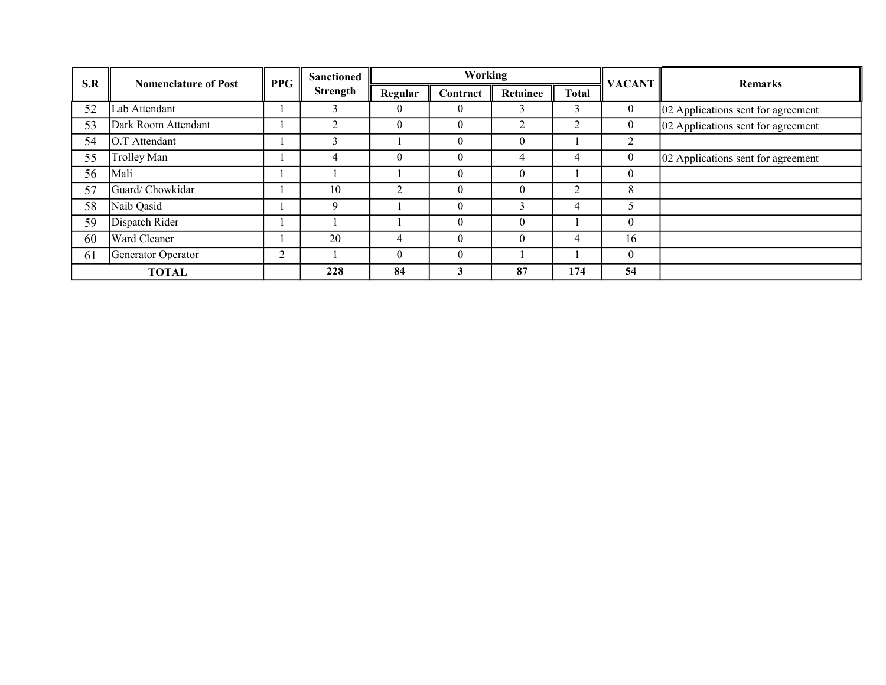| S.R | Nomenclature of Post | PPG | Sanctioned Strength | Working | | | | VACANT | Remarks |
|---|---|---|---|---|---|---|---|---|---|
| | | | | Regular | Contract | Retainee | Total | | |
| 52 | Lab Attendant | 1 | 3 | 0 | 0 | 3 | 3 | 0 | 02 Applications sent for agreement |
| 53 | Dark Room Attendant | 1 | 2 | 0 | 0 | 2 | 2 | 0 | 02 Applications sent for agreement |
| 54 | O.T Attendant | 1 | 3 | 1 | 0 | 0 | 1 | 2 | |
| 55 | Trolley Man | 1 | 4 | 0 | 0 | 4 | 4 | 0 | 02 Applications sent for agreement |
| 56 | Mali | 1 | 1 | 1 | 0 | 0 | 1 | 0 | |
| 57 | Guard/ Chowkidar | 1 | 10 | 2 | 0 | 0 | 2 | 8 | |
| 58 | Naib Qasid | 1 | 9 | 1 | 0 | 3 | 4 | 5 | |
| 59 | Dispatch Rider | 1 | 1 | 1 | 0 | 0 | 1 | 0 | |
| 60 | Ward Cleaner | 1 | 20 | 4 | 0 | 0 | 4 | 16 | |
| 61 | Generator Operator | 2 | 1 | 0 | 0 | 1 | 1 | 0 | |
| **TOTAL** | | | **228** | **84** | **3** | **87** | **174** | **54** | |